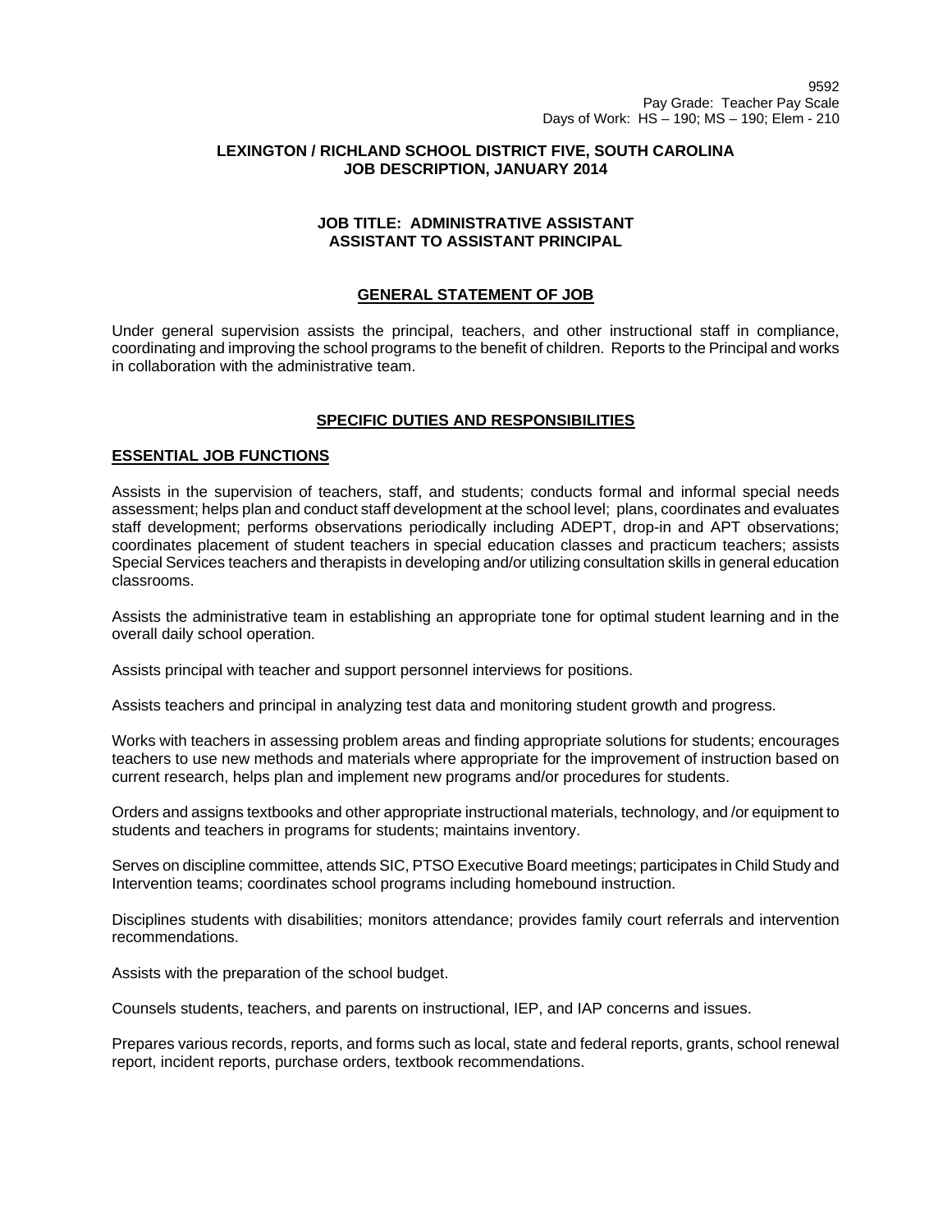9592
Pay Grade: Teacher Pay Scale
Days of Work: HS – 190; MS – 190; Elem - 210

**LEXINGTON / RICHLAND SCHOOL DISTRICT FIVE, SOUTH CAROLINA**
**JOB DESCRIPTION, JANUARY 2014**

# JOB TITLE: ADMINISTRATIVE ASSISTANT ASSISTANT TO ASSISTANT PRINCIPAL

## GENERAL STATEMENT OF JOB

Under general supervision assists the principal, teachers, and other instructional staff in compliance, coordinating and improving the school programs to the benefit of children. Reports to the Principal and works in collaboration with the administrative team.

## SPECIFIC DUTIES AND RESPONSIBILITIES

### ESSENTIAL JOB FUNCTIONS

Assists in the supervision of teachers, staff, and students; conducts formal and informal special needs assessment; helps plan and conduct staff development at the school level; plans, coordinates and evaluates staff development; performs observations periodically including ADEPT, drop-in and APT observations; coordinates placement of student teachers in special education classes and practicum teachers; assists Special Services teachers and therapists in developing and/or utilizing consultation skills in general education classrooms.

Assists the administrative team in establishing an appropriate tone for optimal student learning and in the overall daily school operation.

Assists principal with teacher and support personnel interviews for positions.

Assists teachers and principal in analyzing test data and monitoring student growth and progress.

Works with teachers in assessing problem areas and finding appropriate solutions for students; encourages teachers to use new methods and materials where appropriate for the improvement of instruction based on current research, helps plan and implement new programs and/or procedures for students.

Orders and assigns textbooks and other appropriate instructional materials, technology, and /or equipment to students and teachers in programs for students; maintains inventory.

Serves on discipline committee, attends SIC, PTSO Executive Board meetings; participates in Child Study and Intervention teams; coordinates school programs including homebound instruction.

Disciplines students with disabilities; monitors attendance; provides family court referrals and intervention recommendations.

Assists with the preparation of the school budget.

Counsels students, teachers, and parents on instructional, IEP, and IAP concerns and issues.

Prepares various records, reports, and forms such as local, state and federal reports, grants, school renewal report, incident reports, purchase orders, textbook recommendations.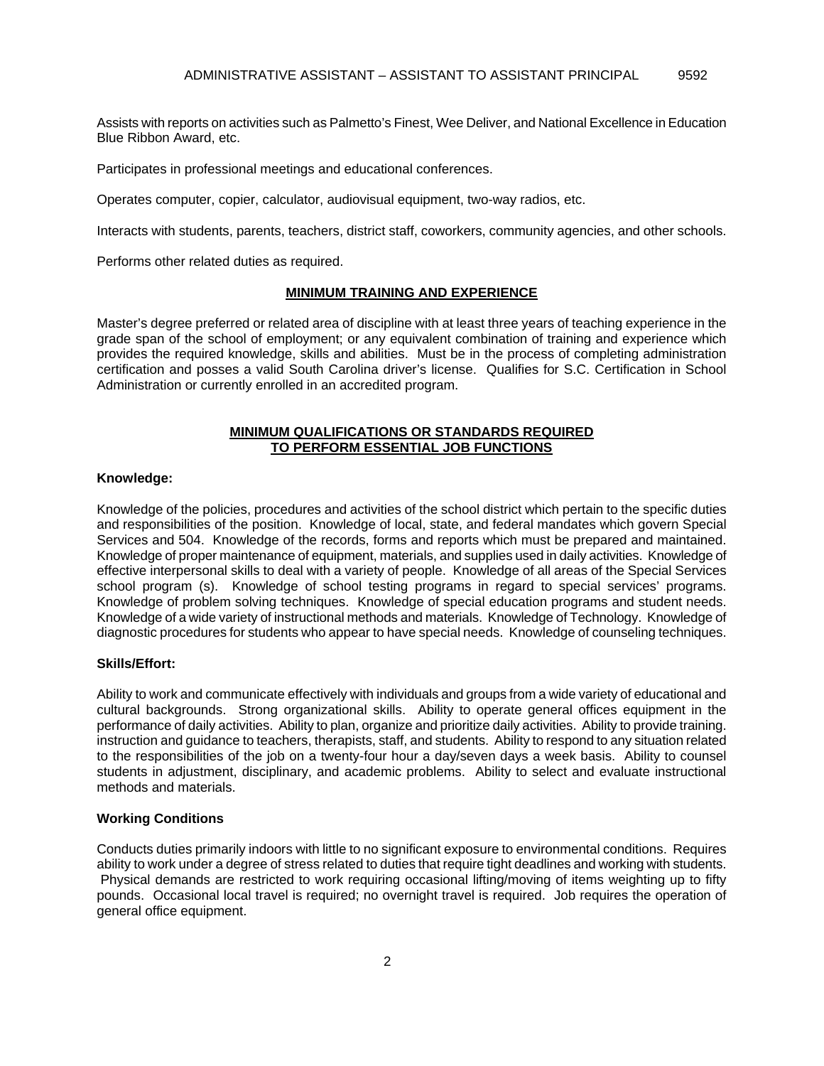Assists with reports on activities such as Palmetto's Finest, Wee Deliver, and National Excellence in Education Blue Ribbon Award, etc.

Participates in professional meetings and educational conferences.

Operates computer, copier, calculator, audiovisual equipment, two-way radios, etc.

Interacts with students, parents, teachers, district staff, coworkers, community agencies, and other schools.

Performs other related duties as required.

## MINIMUM TRAINING AND EXPERIENCE

Master's degree preferred or related area of discipline with at least three years of teaching experience in the grade span of the school of employment; or any equivalent combination of training and experience which provides the required knowledge, skills and abilities. Must be in the process of completing administration certification and posses a valid South Carolina driver's license. Qualifies for S.C. Certification in School Administration or currently enrolled in an accredited program.

## MINIMUM QUALIFICATIONS OR STANDARDS REQUIRED TO PERFORM ESSENTIAL JOB FUNCTIONS

**Knowledge:**

Knowledge of the policies, procedures and activities of the school district which pertain to the specific duties and responsibilities of the position. Knowledge of local, state, and federal mandates which govern Special Services and 504. Knowledge of the records, forms and reports which must be prepared and maintained. Knowledge of proper maintenance of equipment, materials, and supplies used in daily activities. Knowledge of effective interpersonal skills to deal with a variety of people. Knowledge of all areas of the Special Services school program (s). Knowledge of school testing programs in regard to special services' programs. Knowledge of problem solving techniques. Knowledge of special education programs and student needs. Knowledge of a wide variety of instructional methods and materials. Knowledge of Technology. Knowledge of diagnostic procedures for students who appear to have special needs. Knowledge of counseling techniques.

**Skills/Effort:**

Ability to work and communicate effectively with individuals and groups from a wide variety of educational and cultural backgrounds. Strong organizational skills. Ability to operate general offices equipment in the performance of daily activities. Ability to plan, organize and prioritize daily activities. Ability to provide training. instruction and guidance to teachers, therapists, staff, and students. Ability to respond to any situation related to the responsibilities of the job on a twenty-four hour a day/seven days a week basis. Ability to counsel students in adjustment, disciplinary, and academic problems. Ability to select and evaluate instructional methods and materials.

**Working Conditions**

Conducts duties primarily indoors with little to no significant exposure to environmental conditions. Requires ability to work under a degree of stress related to duties that require tight deadlines and working with students. Physical demands are restricted to work requiring occasional lifting/moving of items weighting up to fifty pounds. Occasional local travel is required; no overnight travel is required. Job requires the operation of general office equipment.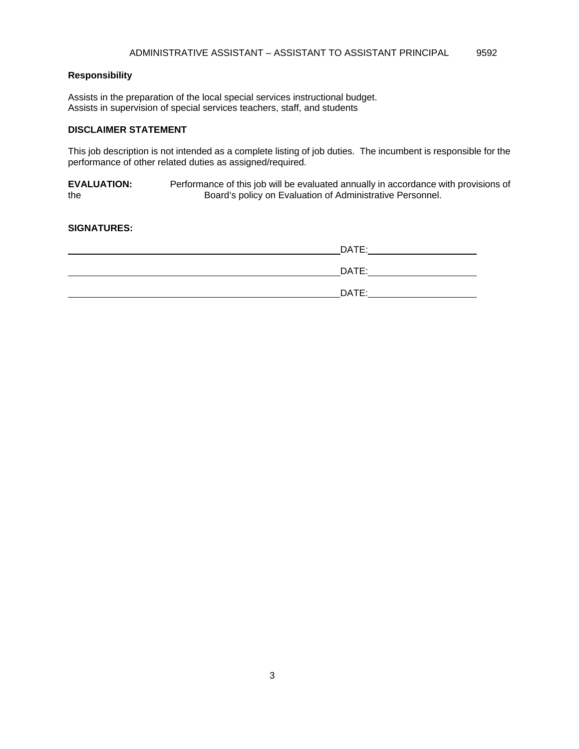**Responsibility**

Assists in the preparation of the local special services instructional budget.
Assists in supervision of special services teachers, staff, and students

**DISCLAIMER STATEMENT**

This job description is not intended as a complete listing of job duties. The incumbent is responsible for the performance of other related duties as assigned/required.

**EVALUATION:** Performance of this job will be evaluated annually in accordance with provisions of the Board's policy on Evaluation of Administrative Personnel.

**SIGNATURES:**

\_\_\_\_\_\_\_\_\_\_\_\_\_\_\_\_\_\_\_\_\_\_\_\_\_\_\_\_\_\_\_\_\_\_\_\_\_\_\_\_\_\_\_\_ DATE: \_\_\_\_\_\_\_\_\_\_\_\_\_\_\_\_\_\_

\_\_\_\_\_\_\_\_\_\_\_\_\_\_\_\_\_\_\_\_\_\_\_\_\_\_\_\_\_\_\_\_\_\_\_\_\_\_\_\_\_\_\_\_ DATE: \_\_\_\_\_\_\_\_\_\_\_\_\_\_\_\_\_\_

\_\_\_\_\_\_\_\_\_\_\_\_\_\_\_\_\_\_\_\_\_\_\_\_\_\_\_\_\_\_\_\_\_\_\_\_\_\_\_\_\_\_\_\_ DATE: \_\_\_\_\_\_\_\_\_\_\_\_\_\_\_\_\_\_